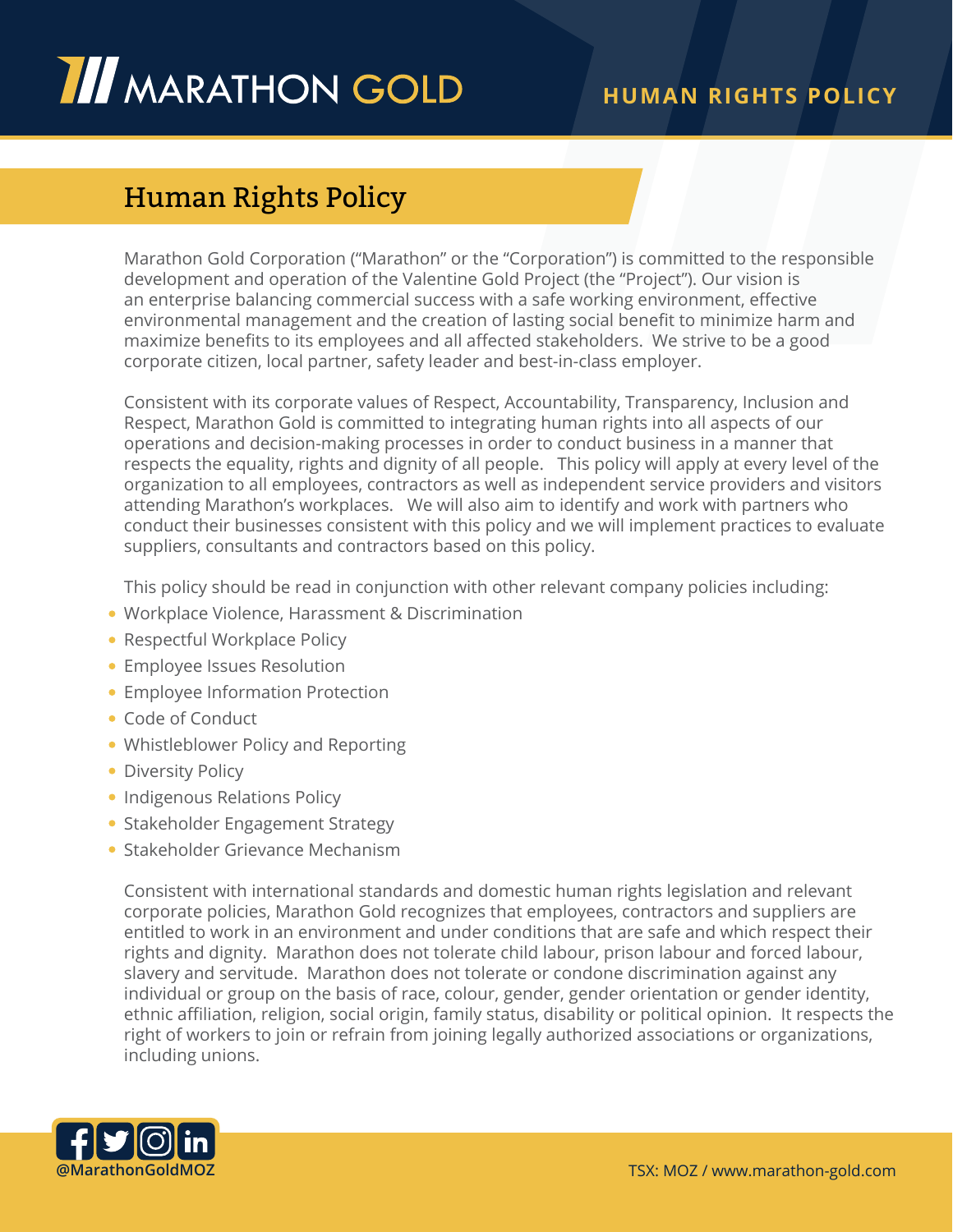# Human Rights Policy

Marathon Gold Corporation ("Marathon" or the "Corporation") is committed to the responsible development and operation of the Valentine Gold Project (the "Project"). Our vision is an enterprise balancing commercial success with a safe working environment, effective environmental management and the creation of lasting social benefit to minimize harm and maximize benefits to its employees and all affected stakeholders. We strive to be a good corporate citizen, local partner, safety leader and best-in-class employer.

Consistent with its corporate values of Respect, Accountability, Transparency, Inclusion and Respect, Marathon Gold is committed to integrating human rights into all aspects of our operations and decision-making processes in order to conduct business in a manner that respects the equality, rights and dignity of all people. This policy will apply at every level of the organization to all employees, contractors as well as independent service providers and visitors attending Marathon's workplaces. We will also aim to identify and work with partners who conduct their businesses consistent with this policy and we will implement practices to evaluate suppliers, consultants and contractors based on this policy.

This policy should be read in conjunction with other relevant company policies including:

- Workplace Violence, Harassment & Discrimination
- Respectful Workplace Policy
- Employee Issues Resolution
- Employee Information Protection
- Code of Conduct
- Whistleblower Policy and Reporting
- Diversity Policy
- Indigenous Relations Policy
- Stakeholder Engagement Strategy
- Stakeholder Grievance Mechanism

Consistent with international standards and domestic human rights legislation and relevant corporate policies, Marathon Gold recognizes that employees, contractors and suppliers are entitled to work in an environment and under conditions that are safe and which respect their rights and dignity. Marathon does not tolerate child labour, prison labour and forced labour, slavery and servitude. Marathon does not tolerate or condone discrimination against any individual or group on the basis of race, colour, gender, gender orientation or gender identity, ethnic affiliation, religion, social origin, family status, disability or political opinion. It respects the right of workers to join or refrain from joining legally authorized associations or organizations, including unions.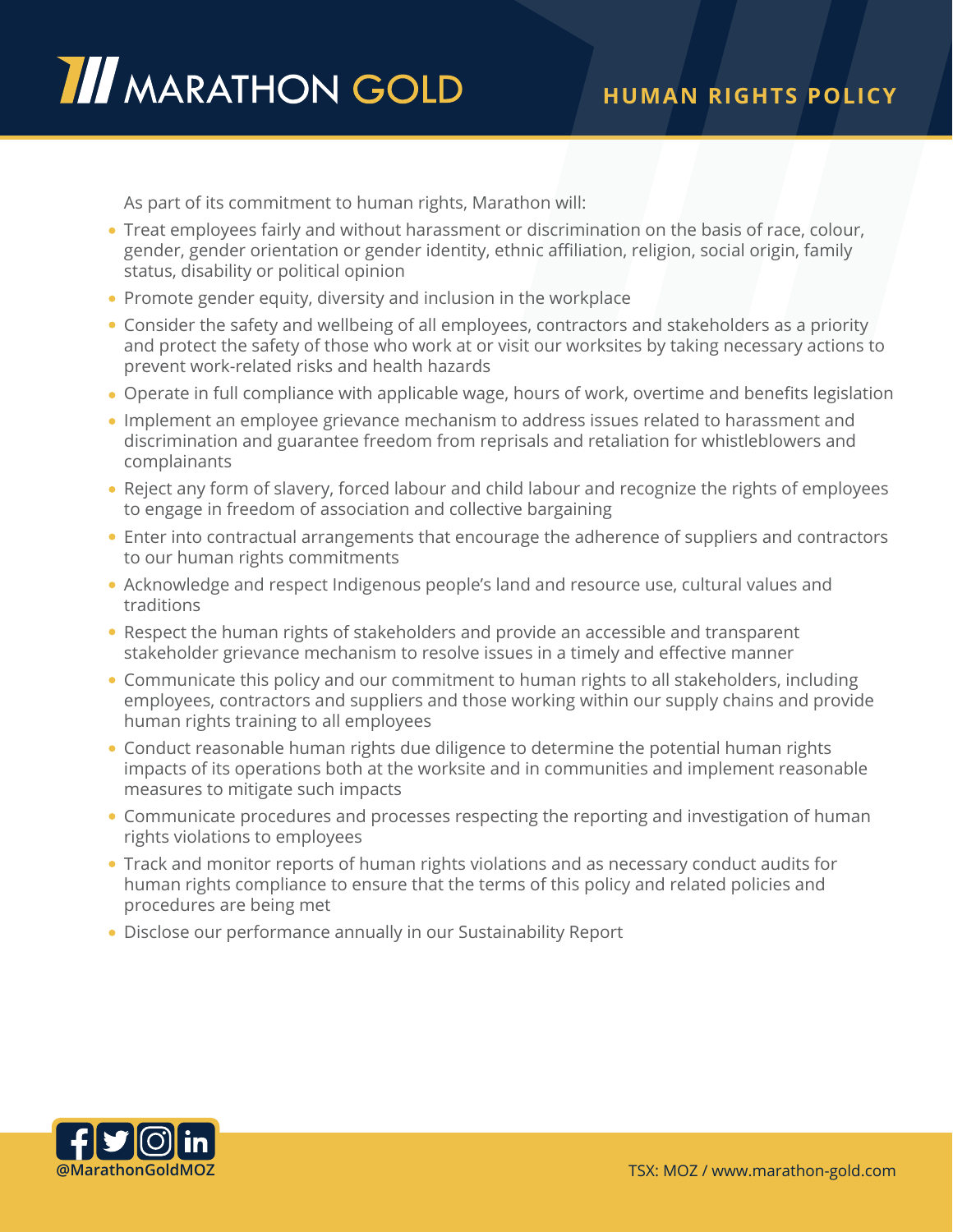As part of its commitment to human rights, Marathon will:

- Treat employees fairly and without harassment or discrimination on the basis of race, colour, gender, gender orientation or gender identity, ethnic affiliation, religion, social origin, family status, disability or political opinion
- Promote gender equity, diversity and inclusion in the workplace
- Consider the safety and wellbeing of all employees, contractors and stakeholders as a priority and protect the safety of those who work at or visit our worksites by taking necessary actions to prevent work-related risks and health hazards
- Operate in full compliance with applicable wage, hours of work, overtime and benefits legislation
- Implement an employee grievance mechanism to address issues related to harassment and discrimination and guarantee freedom from reprisals and retaliation for whistleblowers and complainants
- Reject any form of slavery, forced labour and child labour and recognize the rights of employees to engage in freedom of association and collective bargaining
- Enter into contractual arrangements that encourage the adherence of suppliers and contractors to our human rights commitments
- Acknowledge and respect Indigenous people's land and resource use, cultural values and traditions
- Respect the human rights of stakeholders and provide an accessible and transparent stakeholder grievance mechanism to resolve issues in a timely and effective manner
- Communicate this policy and our commitment to human rights to all stakeholders, including employees, contractors and suppliers and those working within our supply chains and provide human rights training to all employees
- Conduct reasonable human rights due diligence to determine the potential human rights impacts of its operations both at the worksite and in communities and implement reasonable measures to mitigate such impacts
- Communicate procedures and processes respecting the reporting and investigation of human rights violations to employees
- Track and monitor reports of human rights violations and as necessary conduct audits for human rights compliance to ensure that the terms of this policy and related policies and procedures are being met
- Disclose our performance annually in our Sustainability Report